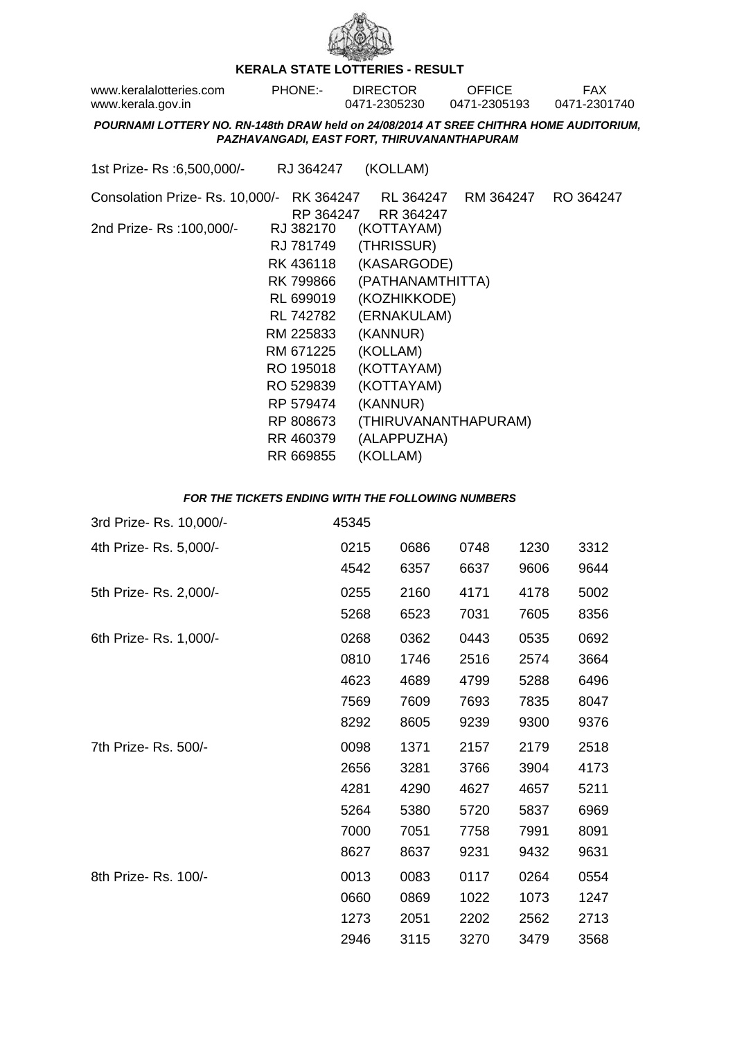# KERALA STATE LOTTERIES - RESULT

www.keralalotteries.com | PHONE:- | DIRECTOR 0471-2305230 | OFFICE 0471-2305193 | FAX 0471-2301740
www.kerala.gov.in

***POURNAMI LOTTERY NO. RN-148th DRAW held on 24/08/2014 AT SREE CHITHRA HOME AUDITORIUM, PAZHAVANGADI, EAST FORT, THIRUVANANTHAPURAM***

1st Prize- Rs :6,500,000/- RJ 364247 (KOLLAM)

Consolation Prize- Rs. 10,000/- RK 364247 RL 364247 RM 364247 RO 364247 RP 364247 RR 364247

2nd Prize- Rs :100,000/-

| Ticket | Place |
|---|---|
| RJ 382170 | (KOTTAYAM) |
| RJ 781749 | (THRISSUR) |
| RK 436118 | (KASARGODE) |
| RK 799866 | (PATHANAMTHITTA) |
| RL 699019 | (KOZHIKKODE) |
| RL 742782 | (ERNAKULAM) |
| RM 225833 | (KANNUR) |
| RM 671225 | (KOLLAM) |
| RO 195018 | (KOTTAYAM) |
| RO 529839 | (KOTTAYAM) |
| RP 579474 | (KANNUR) |
| RP 808673 | (THIRUVANANTHAPURAM) |
| RR 460379 | (ALAPPUZHA) |
| RR 669855 | (KOLLAM) |

***FOR THE TICKETS ENDING WITH THE FOLLOWING NUMBERS***

3rd Prize- Rs. 10,000/- 45345

4th Prize- Rs. 5,000/-

| | | | | |
|---|---|---|---|---|
| 0215 | 0686 | 0748 | 1230 | 3312 |
| 4542 | 6357 | 6637 | 9606 | 9644 |

5th Prize- Rs. 2,000/-

| | | | | |
|---|---|---|---|---|
| 0255 | 2160 | 4171 | 4178 | 5002 |
| 5268 | 6523 | 7031 | 7605 | 8356 |

6th Prize- Rs. 1,000/-

| | | | | |
|---|---|---|---|---|
| 0268 | 0362 | 0443 | 0535 | 0692 |
| 0810 | 1746 | 2516 | 2574 | 3664 |
| 4623 | 4689 | 4799 | 5288 | 6496 |
| 7569 | 7609 | 7693 | 7835 | 8047 |
| 8292 | 8605 | 9239 | 9300 | 9376 |

7th Prize- Rs. 500/-

| | | | | |
|---|---|---|---|---|
| 0098 | 1371 | 2157 | 2179 | 2518 |
| 2656 | 3281 | 3766 | 3904 | 4173 |
| 4281 | 4290 | 4627 | 4657 | 5211 |
| 5264 | 5380 | 5720 | 5837 | 6969 |
| 7000 | 7051 | 7758 | 7991 | 8091 |
| 8627 | 8637 | 9231 | 9432 | 9631 |

8th Prize- Rs. 100/-

| | | | | |
|---|---|---|---|---|
| 0013 | 0083 | 0117 | 0264 | 0554 |
| 0660 | 0869 | 1022 | 1073 | 1247 |
| 1273 | 2051 | 2202 | 2562 | 2713 |
| 2946 | 3115 | 3270 | 3479 | 3568 |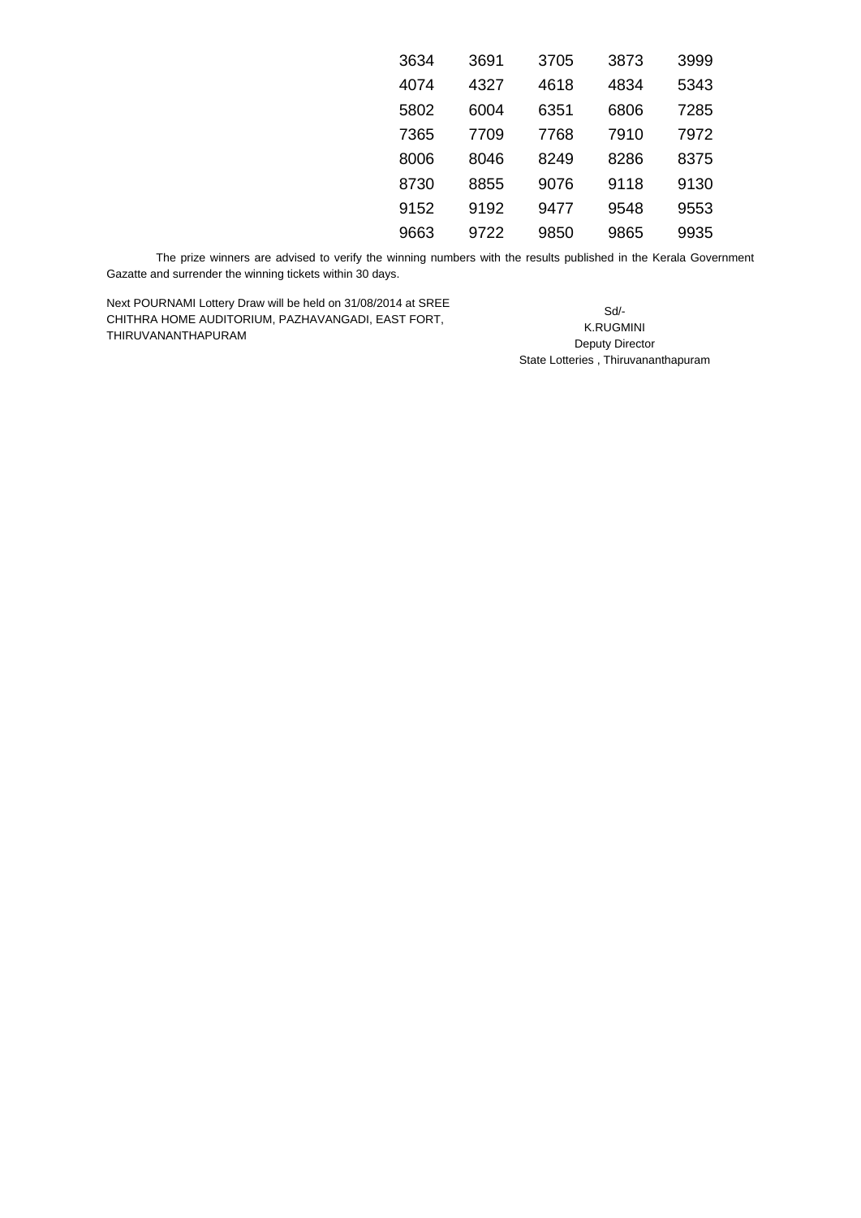| | | | | |
|---|---|---|---|---|
| 3634 | 3691 | 3705 | 3873 | 3999 |
| 4074 | 4327 | 4618 | 4834 | 5343 |
| 5802 | 6004 | 6351 | 6806 | 7285 |
| 7365 | 7709 | 7768 | 7910 | 7972 |
| 8006 | 8046 | 8249 | 8286 | 8375 |
| 8730 | 8855 | 9076 | 9118 | 9130 |
| 9152 | 9192 | 9477 | 9548 | 9553 |
| 9663 | 9722 | 9850 | 9865 | 9935 |

The prize winners are advised to verify the winning numbers with the results published in the Kerala Government Gazatte and surrender the winning tickets within 30 days.

Next POURNAMI Lottery Draw will be held on 31/08/2014 at SREE CHITHRA HOME AUDITORIUM, PAZHAVANGADI, EAST FORT, THIRUVANANTHAPURAM

Sd/-
K.RUGMINI
Deputy Director
State Lotteries , Thiruvananthapuram